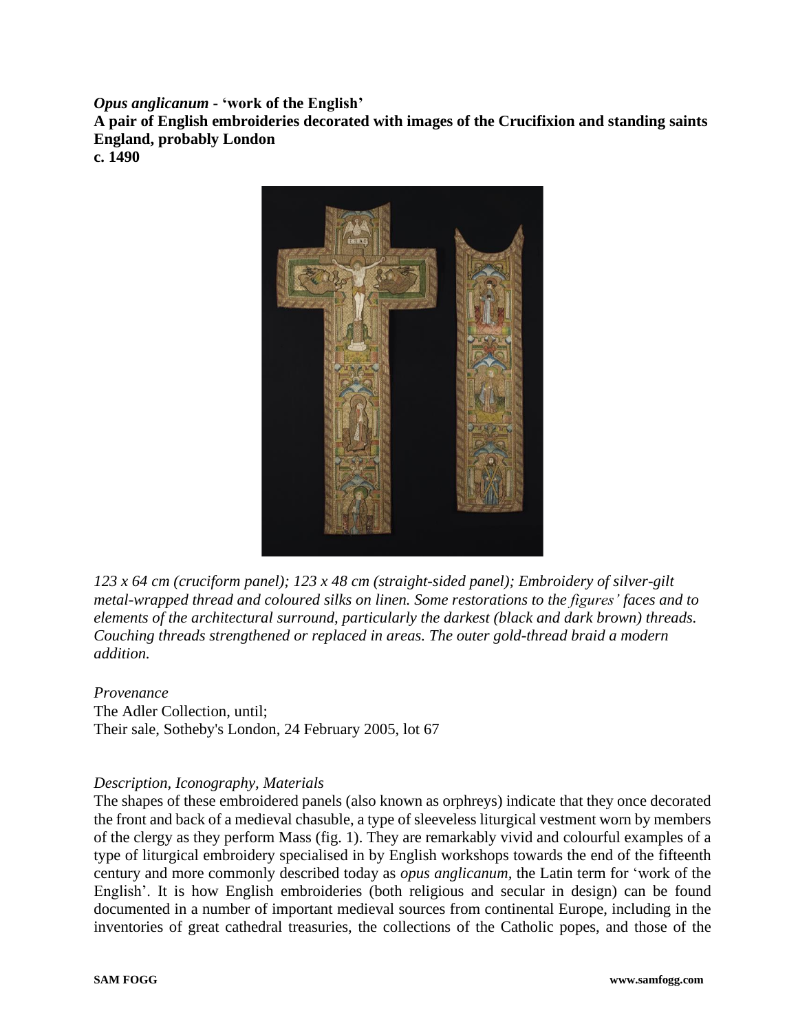***Opus anglicanum* - 'work of the English'**
**A pair of English embroideries decorated with images of the Crucifixion and standing saints**
**England, probably London**
**c. 1490**

*123 x 64 cm (cruciform panel); 123 x 48 cm (straight-sided panel); Embroidery of silver-gilt metal-wrapped thread and coloured silks on linen. Some restorations to the figures' faces and to elements of the architectural surround, particularly the darkest (black and dark brown) threads. Couching threads strengthened or replaced in areas. The outer gold-thread braid a modern addition.*

*Provenance*
The Adler Collection, until;
Their sale, Sotheby's London, 24 February 2005, lot 67

*Description, Iconography, Materials*

The shapes of these embroidered panels (also known as orphreys) indicate that they once decorated the front and back of a medieval chasuble, a type of sleeveless liturgical vestment worn by members of the clergy as they perform Mass (fig. 1). They are remarkably vivid and colourful examples of a type of liturgical embroidery specialised in by English workshops towards the end of the fifteenth century and more commonly described today as *opus anglicanum*, the Latin term for 'work of the English'. It is how English embroideries (both religious and secular in design) can be found documented in a number of important medieval sources from continental Europe, including in the inventories of great cathedral treasuries, the collections of the Catholic popes, and those of the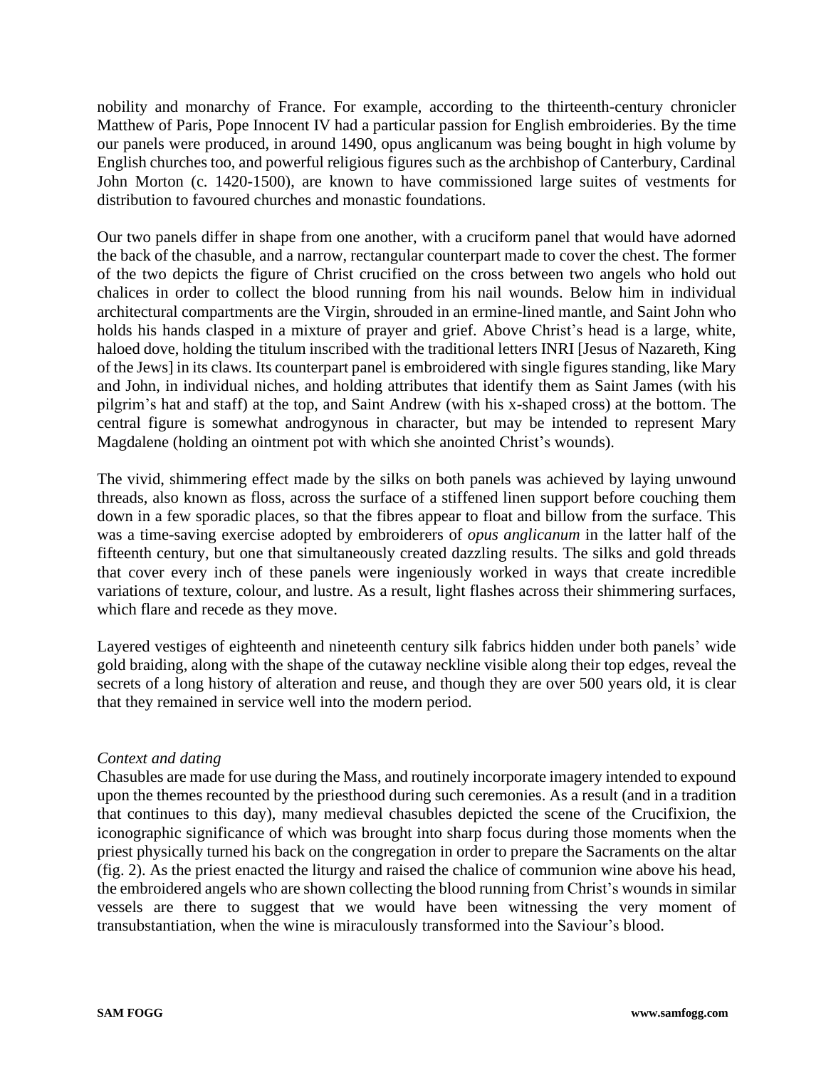nobility and monarchy of France. For example, according to the thirteenth-century chronicler Matthew of Paris, Pope Innocent IV had a particular passion for English embroideries. By the time our panels were produced, in around 1490, opus anglicanum was being bought in high volume by English churches too, and powerful religious figures such as the archbishop of Canterbury, Cardinal John Morton (c. 1420-1500), are known to have commissioned large suites of vestments for distribution to favoured churches and monastic foundations.

Our two panels differ in shape from one another, with a cruciform panel that would have adorned the back of the chasuble, and a narrow, rectangular counterpart made to cover the chest. The former of the two depicts the figure of Christ crucified on the cross between two angels who hold out chalices in order to collect the blood running from his nail wounds. Below him in individual architectural compartments are the Virgin, shrouded in an ermine-lined mantle, and Saint John who holds his hands clasped in a mixture of prayer and grief. Above Christ's head is a large, white, haloed dove, holding the titulum inscribed with the traditional letters INRI [Jesus of Nazareth, King of the Jews] in its claws. Its counterpart panel is embroidered with single figures standing, like Mary and John, in individual niches, and holding attributes that identify them as Saint James (with his pilgrim's hat and staff) at the top, and Saint Andrew (with his x-shaped cross) at the bottom. The central figure is somewhat androgynous in character, but may be intended to represent Mary Magdalene (holding an ointment pot with which she anointed Christ's wounds).

The vivid, shimmering effect made by the silks on both panels was achieved by laying unwound threads, also known as floss, across the surface of a stiffened linen support before couching them down in a few sporadic places, so that the fibres appear to float and billow from the surface. This was a time-saving exercise adopted by embroiderers of *opus anglicanum* in the latter half of the fifteenth century, but one that simultaneously created dazzling results. The silks and gold threads that cover every inch of these panels were ingeniously worked in ways that create incredible variations of texture, colour, and lustre. As a result, light flashes across their shimmering surfaces, which flare and recede as they move.

Layered vestiges of eighteenth and nineteenth century silk fabrics hidden under both panels' wide gold braiding, along with the shape of the cutaway neckline visible along their top edges, reveal the secrets of a long history of alteration and reuse, and though they are over 500 years old, it is clear that they remained in service well into the modern period.

*Context and dating*

Chasubles are made for use during the Mass, and routinely incorporate imagery intended to expound upon the themes recounted by the priesthood during such ceremonies. As a result (and in a tradition that continues to this day), many medieval chasubles depicted the scene of the Crucifixion, the iconographic significance of which was brought into sharp focus during those moments when the priest physically turned his back on the congregation in order to prepare the Sacraments on the altar (fig. 2). As the priest enacted the liturgy and raised the chalice of communion wine above his head, the embroidered angels who are shown collecting the blood running from Christ's wounds in similar vessels are there to suggest that we would have been witnessing the very moment of transubstantiation, when the wine is miraculously transformed into the Saviour's blood.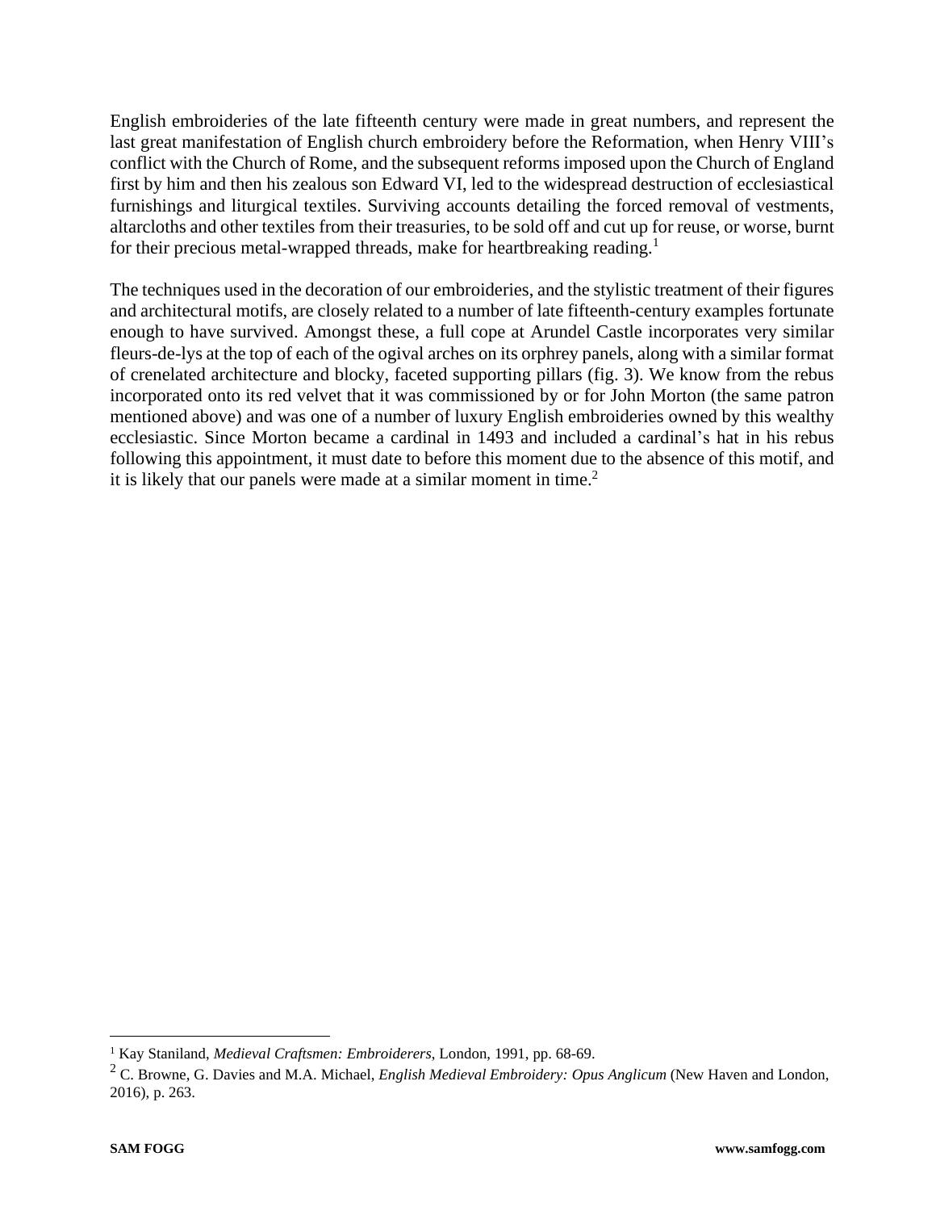English embroideries of the late fifteenth century were made in great numbers, and represent the last great manifestation of English church embroidery before the Reformation, when Henry VIII's conflict with the Church of Rome, and the subsequent reforms imposed upon the Church of England first by him and then his zealous son Edward VI, led to the widespread destruction of ecclesiastical furnishings and liturgical textiles. Surviving accounts detailing the forced removal of vestments, altarcloths and other textiles from their treasuries, to be sold off and cut up for reuse, or worse, burnt for their precious metal-wrapped threads, make for heartbreaking reading.[1]

The techniques used in the decoration of our embroideries, and the stylistic treatment of their figures and architectural motifs, are closely related to a number of late fifteenth-century examples fortunate enough to have survived. Amongst these, a full cope at Arundel Castle incorporates very similar fleurs-de-lys at the top of each of the ogival arches on its orphrey panels, along with a similar format of crenelated architecture and blocky, faceted supporting pillars (fig. 3). We know from the rebus incorporated onto its red velvet that it was commissioned by or for John Morton (the same patron mentioned above) and was one of a number of luxury English embroideries owned by this wealthy ecclesiastic. Since Morton became a cardinal in 1493 and included a cardinal's hat in his rebus following this appointment, it must date to before this moment due to the absence of this motif, and it is likely that our panels were made at a similar moment in time.[2]

---

[1] Kay Staniland, *Medieval Craftsmen: Embroiderers*, London, 1991, pp. 68-69.

[2] C. Browne, G. Davies and M.A. Michael, *English Medieval Embroidery: Opus Anglicum* (New Haven and London, 2016), p. 263.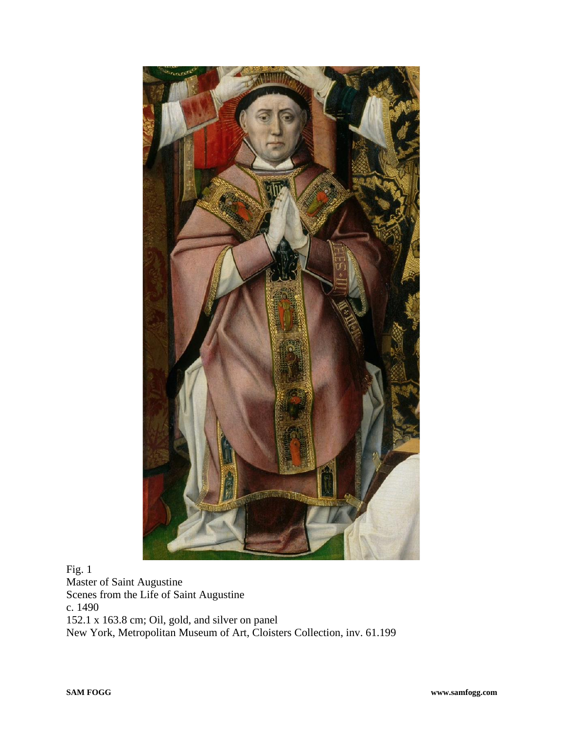Fig. 1
Master of Saint Augustine
Scenes from the Life of Saint Augustine
c. 1490
152.1 x 163.8 cm; Oil, gold, and silver on panel
New York, Metropolitan Museum of Art, Cloisters Collection, inv. 61.199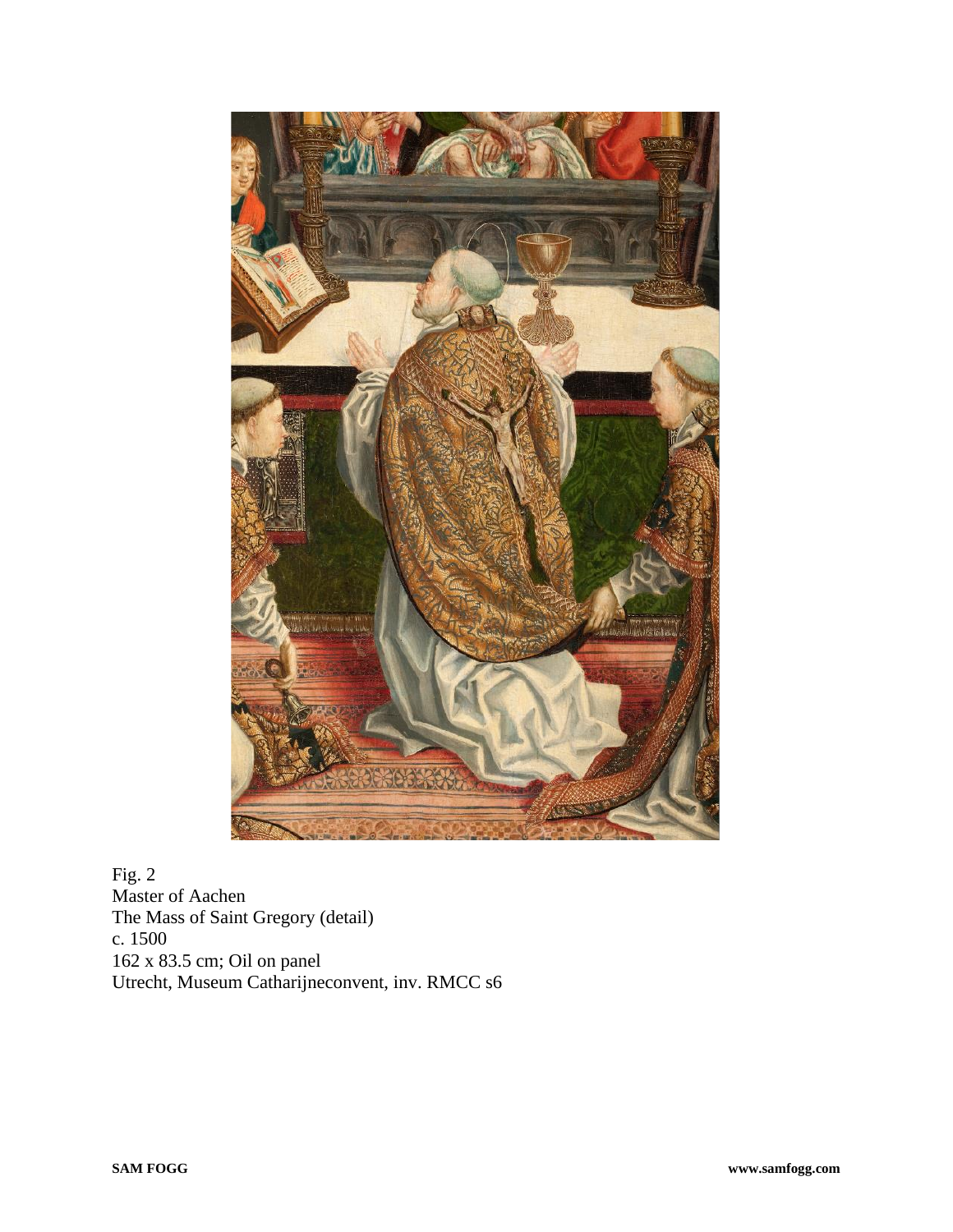Fig. 2
Master of Aachen
The Mass of Saint Gregory (detail)
c. 1500
162 x 83.5 cm; Oil on panel
Utrecht, Museum Catharijneconvent, inv. RMCC s6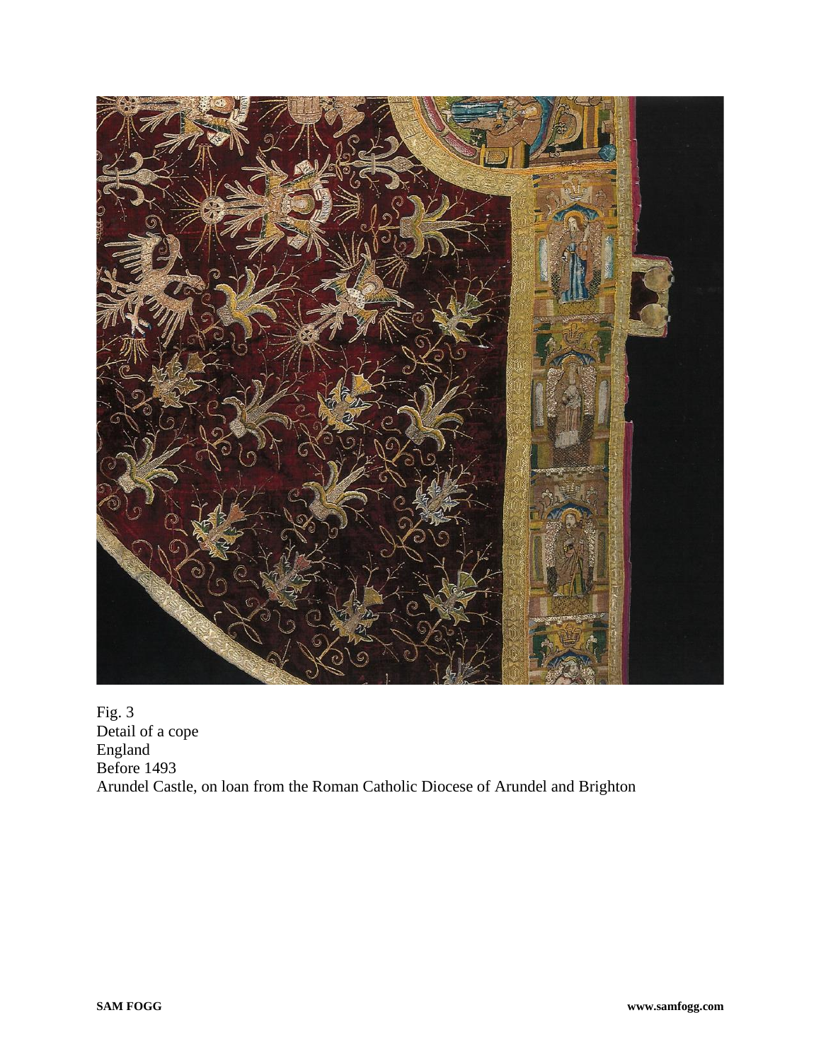Fig. 3
Detail of a cope
England
Before 1493
Arundel Castle, on loan from the Roman Catholic Diocese of Arundel and Brighton